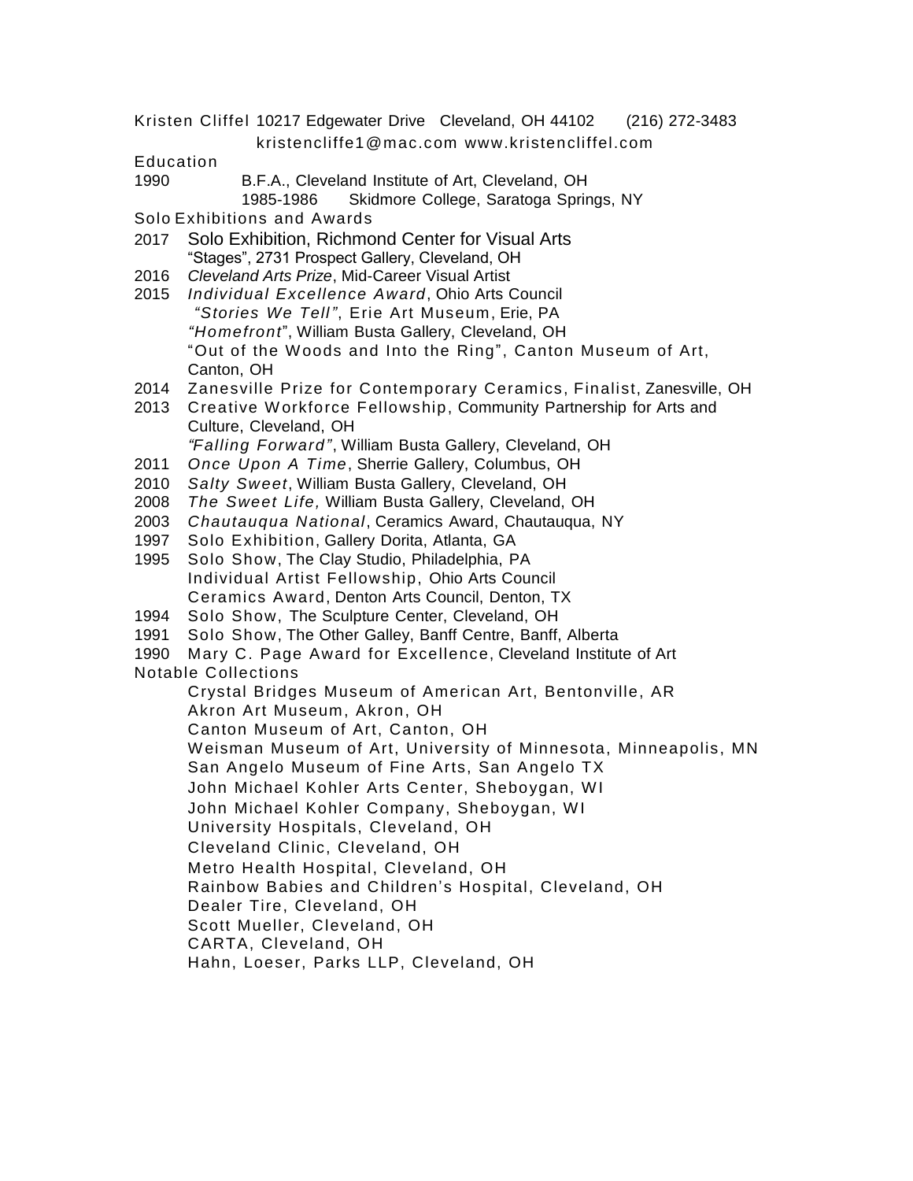Kristen Cliffel 10217 Edgewater Drive Cleveland, OH 44102 (216) 272-3483

kristencliffe1@mac.com www.kristencliffel.com

## Education

1990 B.F.A., Cleveland Institute of Art, Cleveland, OH

1985-1986 Skidmore College, Saratoga Springs, NY

## Solo Exhibitions and Awards

- 2017 Solo Exhibition, Richmond Center for Visual Arts
  - "Stages", 2731 Prospect Gallery, Cleveland, OH
- 2016 *Cleveland Arts Prize*, Mid-Career Visual Artist
- 2015 *Individual Excellence Award*, Ohio Arts Council
  - *"Stories We Tell"*, Erie Art Museum, Erie, PA
  - *"Homefront*", William Busta Gallery, Cleveland, OH
  - "Out of the Woods and Into the Ring", Canton Museum of Art, Canton, OH
- 2014 Zanesville Prize for Contemporary Ceramics, Finalist, Zanesville, OH
- 2013 Creative Workforce Fellowship, Community Partnership for Arts and Culture, Cleveland, OH
  - *"Falling Forward"*, William Busta Gallery, Cleveland, OH
- 2011 *Once Upon A Time*, Sherrie Gallery, Columbus, OH
- 2010 *Salty Sweet*, William Busta Gallery, Cleveland, OH
- 2008 *The Sweet Life,* William Busta Gallery, Cleveland, OH
- 2003 *Chautauqua National*, Ceramics Award, Chautauqua, NY
- 1997 Solo Exhibition, Gallery Dorita, Atlanta, GA
- 1995 Solo Show, The Clay Studio, Philadelphia, PA
  - Individual Artist Fellowship, Ohio Arts Council
  - Ceramics Award, Denton Arts Council, Denton, TX
- 1994 Solo Show, The Sculpture Center, Cleveland, OH
- 1991 Solo Show, The Other Galley, Banff Centre, Banff, Alberta
- 1990 Mary C. Page Award for Excellence, Cleveland Institute of Art

## Notable Collections

- Crystal Bridges Museum of American Art, Bentonville, AR
- Akron Art Museum, Akron, OH
- Canton Museum of Art, Canton, OH
- Weisman Museum of Art, University of Minnesota, Minneapolis, MN
- San Angelo Museum of Fine Arts, San Angelo TX
- John Michael Kohler Arts Center, Sheboygan, WI
- John Michael Kohler Company, Sheboygan, WI
- University Hospitals, Cleveland, OH
- Cleveland Clinic, Cleveland, OH
- Metro Health Hospital, Cleveland, OH
- Rainbow Babies and Children's Hospital, Cleveland, OH
- Dealer Tire, Cleveland, OH
- Scott Mueller, Cleveland, OH
- CARTA, Cleveland, OH
- Hahn, Loeser, Parks LLP, Cleveland, OH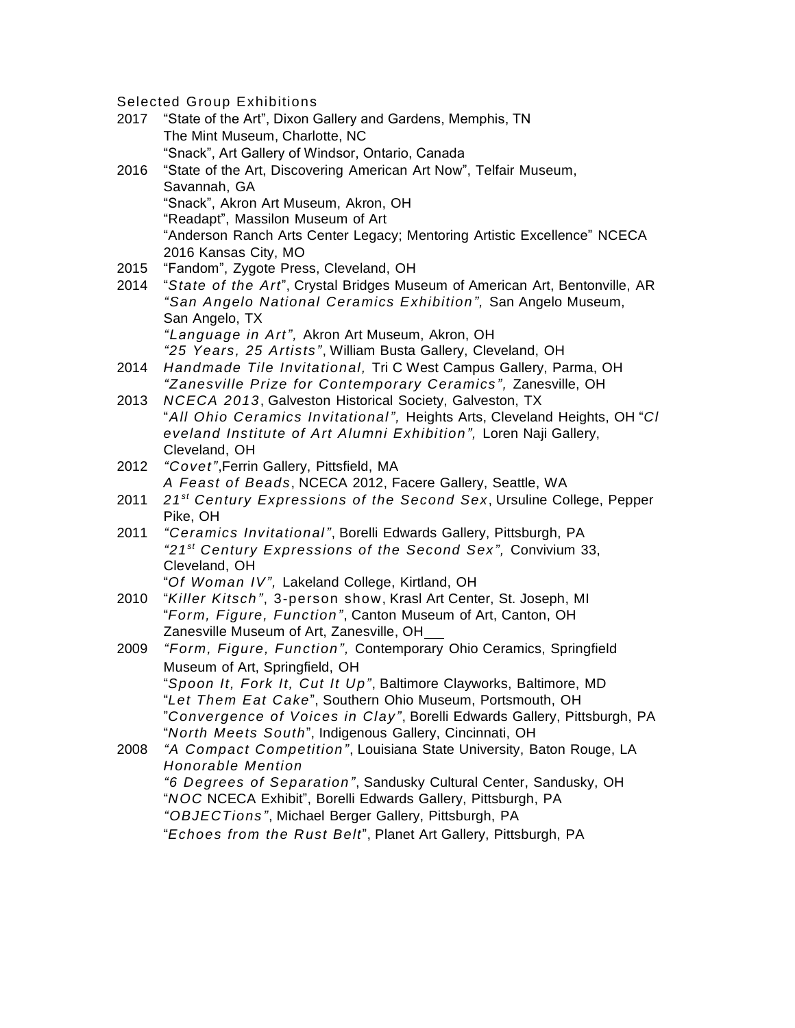Selected Group Exhibitions

2017 "State of the Art", Dixon Gallery and Gardens, Memphis, TN
The Mint Museum, Charlotte, NC
"Snack", Art Gallery of Windsor, Ontario, Canada

2016 "State of the Art, Discovering American Art Now", Telfair Museum, Savannah, GA
"Snack", Akron Art Museum, Akron, OH
"Readapt", Massilon Museum of Art
"Anderson Ranch Arts Center Legacy; Mentoring Artistic Excellence" NCECA 2016 Kansas City, MO

2015 "Fandom", Zygote Press, Cleveland, OH

2014 "*State of the Art*", Crystal Bridges Museum of American Art, Bentonville, AR
*"San Angelo National Ceramics Exhibition",* San Angelo Museum, San Angelo, TX
*"Language in Art",* Akron Art Museum, Akron, OH
*"25 Years, 25 Artists"*, William Busta Gallery, Cleveland, OH

2014 *Handmade Tile Invitational,* Tri C West Campus Gallery, Parma, OH
*"Zanesville Prize for Contemporary Ceramics",* Zanesville, OH

2013 *NCECA 2013*, Galveston Historical Society, Galveston, TX
"*All Ohio Ceramics Invitational",* Heights Arts, Cleveland Heights, OH "*Cleveland Institute of Art Alumni Exhibition",* Loren Naji Gallery, Cleveland, OH

2012 *"Covet"*,Ferrin Gallery, Pittsfield, MA
*A Feast of Beads*, NCECA 2012, Facere Gallery, Seattle, WA

2011 *21st Century Expressions of the Second Sex*, Ursuline College, Pepper Pike, OH

2011 *"Ceramics Invitational"*, Borelli Edwards Gallery, Pittsburgh, PA
*"21st Century Expressions of the Second Sex",* Convivium 33, Cleveland, OH
"*Of Woman IV",* Lakeland College, Kirtland, OH

2010 "*Killer Kitsch"*, 3-person show, Krasl Art Center, St. Joseph, MI
"*Form, Figure, Function"*, Canton Museum of Art, Canton, OH
Zanesville Museum of Art, Zanesville, OH

2009 *"Form, Figure, Function",* Contemporary Ohio Ceramics, Springfield Museum of Art, Springfield, OH
"*Spoon It, Fork It, Cut It Up"*, Baltimore Clayworks, Baltimore, MD
"*Let Them Eat Cake*", Southern Ohio Museum, Portsmouth, OH
"*Convergence of Voices in Clay"*, Borelli Edwards Gallery, Pittsburgh, PA
"*North Meets South*", Indigenous Gallery, Cincinnati, OH

2008 *"A Compact Competition"*, Louisiana State University, Baton Rouge, LA
*Honorable Mention*
*"6 Degrees of Separation"*, Sandusky Cultural Center, Sandusky, OH
"*NOC* NCECA Exhibit", Borelli Edwards Gallery, Pittsburgh, PA
*"OBJECTions"*, Michael Berger Gallery, Pittsburgh, PA
"*Echoes from the Rust Belt*", Planet Art Gallery, Pittsburgh, PA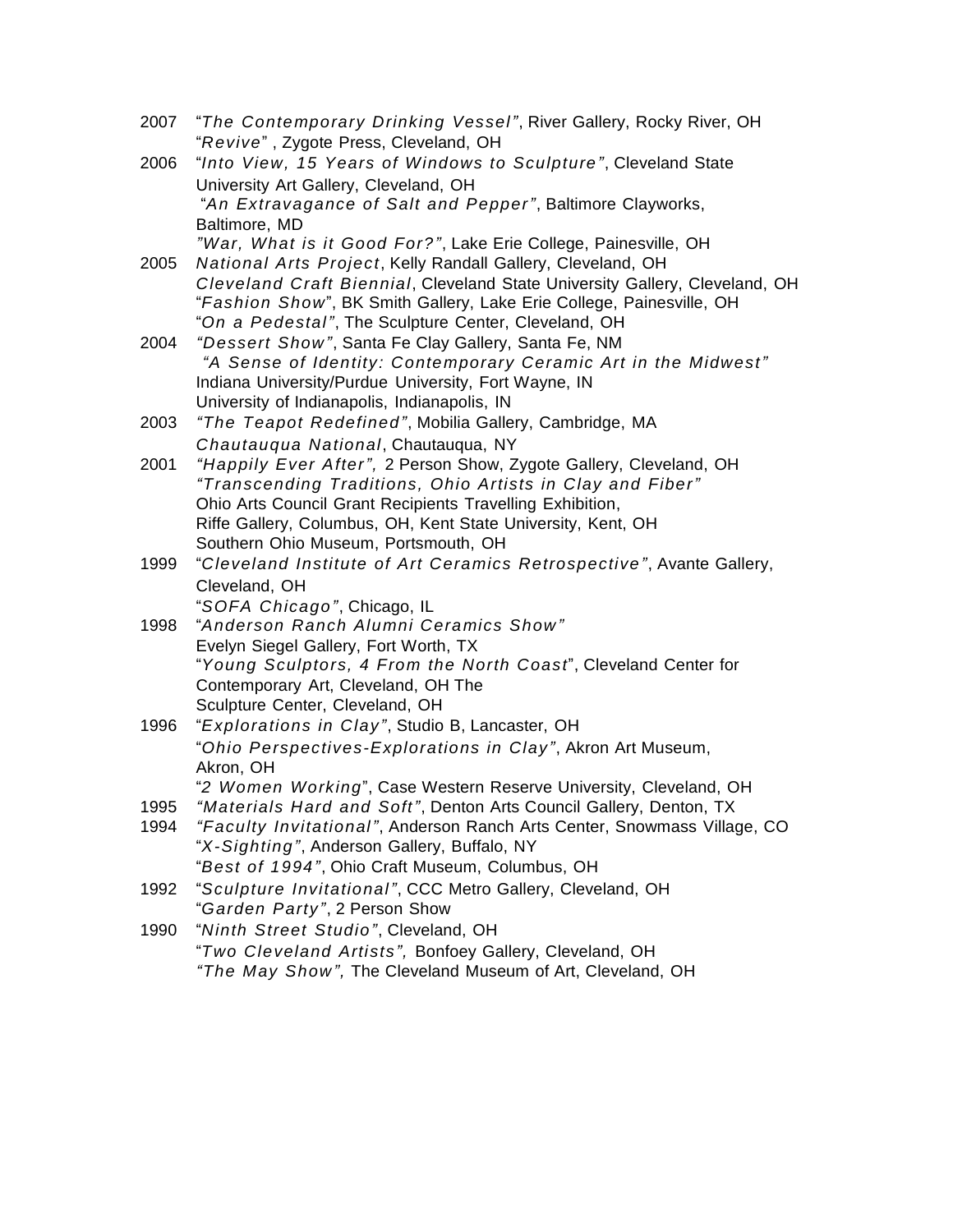2007 "*The Contemporary Drinking Vessel*", River Gallery, Rocky River, OH
"*Revive*" , Zygote Press, Cleveland, OH

2006 "*Into View, 15 Years of Windows to Sculpture*", Cleveland State University Art Gallery, Cleveland, OH
"*An Extravagance of Salt and Pepper*", Baltimore Clayworks, Baltimore, MD
"*War, What is it Good For?*", Lake Erie College, Painesville, OH

2005 *National Arts Project*, Kelly Randall Gallery, Cleveland, OH
*Cleveland Craft Biennial*, Cleveland State University Gallery, Cleveland, OH
"*Fashion Show*", BK Smith Gallery, Lake Erie College, Painesville, OH
"*On a Pedestal*", The Sculpture Center, Cleveland, OH

2004 "*Dessert Show*", Santa Fe Clay Gallery, Santa Fe, NM
"*A Sense of Identity: Contemporary Ceramic Art in the Midwest*"
Indiana University/Purdue University, Fort Wayne, IN
University of Indianapolis, Indianapolis, IN

2003 "*The Teapot Redefined*", Mobilia Gallery, Cambridge, MA
*Chautauqua National*, Chautauqua, NY

2001 "*Happily Ever After*", 2 Person Show, Zygote Gallery, Cleveland, OH
"*Transcending Traditions, Ohio Artists in Clay and Fiber*"
Ohio Arts Council Grant Recipients Travelling Exhibition,
Riffe Gallery, Columbus, OH, Kent State University, Kent, OH
Southern Ohio Museum, Portsmouth, OH

1999 "*Cleveland Institute of Art Ceramics Retrospective*", Avante Gallery, Cleveland, OH
"*SOFA Chicago*", Chicago, IL

1998 "*Anderson Ranch Alumni Ceramics Show*"
Evelyn Siegel Gallery, Fort Worth, TX
"*Young Sculptors, 4 From the North Coast*", Cleveland Center for Contemporary Art, Cleveland, OH The Sculpture Center, Cleveland, OH

1996 "*Explorations in Clay*", Studio B, Lancaster, OH
"*Ohio Perspectives-Explorations in Clay*", Akron Art Museum, Akron, OH
"*2 Women Working*", Case Western Reserve University, Cleveland, OH

1995 "*Materials Hard and Soft*", Denton Arts Council Gallery, Denton, TX

1994 "*Faculty Invitational*", Anderson Ranch Arts Center, Snowmass Village, CO
"*X-Sighting*", Anderson Gallery, Buffalo, NY
"*Best of 1994*", Ohio Craft Museum, Columbus, OH

1992 "*Sculpture Invitational*", CCC Metro Gallery, Cleveland, OH
"*Garden Party*", 2 Person Show

1990 "*Ninth Street Studio*", Cleveland, OH
"*Two Cleveland Artists*", Bonfoey Gallery, Cleveland, OH
"*The May Show*", The Cleveland Museum of Art, Cleveland, OH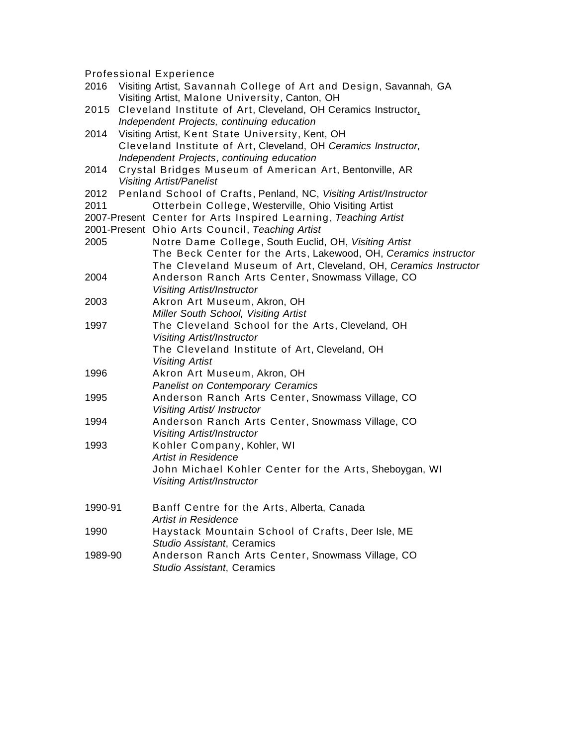## Professional Experience

2016 Visiting Artist, Savannah College of Art and Design, Savannah, GA
Visiting Artist, Malone University, Canton, OH

2015 Cleveland Institute of Art, Cleveland, OH Ceramics Instructor, *Independent Projects, continuing education*

2014 Visiting Artist, Kent State University, Kent, OH
Cleveland Institute of Art, Cleveland, OH *Ceramics Instructor, Independent Projects, continuing education*

2014 Crystal Bridges Museum of American Art, Bentonville, AR
*Visiting Artist/Panelist*

2012 Penland School of Crafts, Penland, NC, *Visiting Artist/Instructor*

2011 Otterbein College, Westerville, Ohio Visiting Artist

2007-Present Center for Arts Inspired Learning, *Teaching Artist*

2001-Present Ohio Arts Council, *Teaching Artist*

2005 Notre Dame College, South Euclid, OH, *Visiting Artist*
The Beck Center for the Arts, Lakewood, OH, *Ceramics instructor*
The Cleveland Museum of Art, Cleveland, OH, *Ceramics Instructor*

2004 Anderson Ranch Arts Center, Snowmass Village, CO
*Visiting Artist/Instructor*

2003 Akron Art Museum, Akron, OH
*Miller South School, Visiting Artist*

1997 The Cleveland School for the Arts, Cleveland, OH
*Visiting Artist/Instructor*
The Cleveland Institute of Art, Cleveland, OH
*Visiting Artist*

1996 Akron Art Museum, Akron, OH
*Panelist on Contemporary Ceramics*

1995 Anderson Ranch Arts Center, Snowmass Village, CO
*Visiting Artist/ Instructor*

1994 Anderson Ranch Arts Center, Snowmass Village, CO
*Visiting Artist/Instructor*

1993 Kohler Company, Kohler, WI
*Artist in Residence*
John Michael Kohler Center for the Arts, Sheboygan, WI
*Visiting Artist/Instructor*

1990-91 Banff Centre for the Arts, Alberta, Canada
*Artist in Residence*

1990 Haystack Mountain School of Crafts, Deer Isle, ME
*Studio Assistant*, Ceramics

1989-90 Anderson Ranch Arts Center, Snowmass Village, CO
*Studio Assistant*, Ceramics